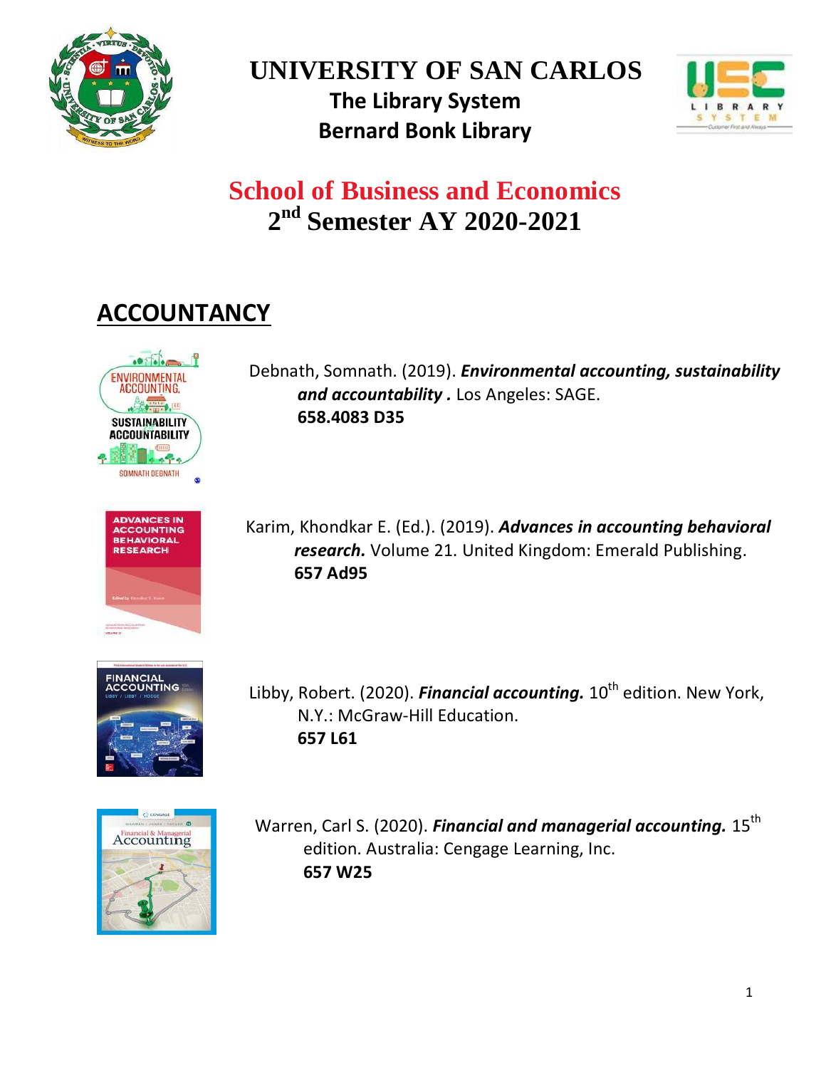# UNIVERSITY OF SAN CARLOS

**The Library System**

**Bernard Bonk Library**

## School of Business and Economics

## 2nd Semester AY 2020-2021

## ACCOUNTANCY

Debnath, Somnath. (2019). ***Environmental accounting, sustainability and accountability .*** Los Angeles: SAGE.
**658.4083 D35**

Karim, Khondkar E. (Ed.). (2019). ***Advances in accounting behavioral research.*** Volume 21. United Kingdom: Emerald Publishing.
**657 Ad95**

Libby, Robert. (2020). ***Financial accounting.*** 10th edition. New York, N.Y.: McGraw-Hill Education.
**657 L61**

Warren, Carl S. (2020). ***Financial and managerial accounting.*** 15th edition. Australia: Cengage Learning, Inc.
**657 W25**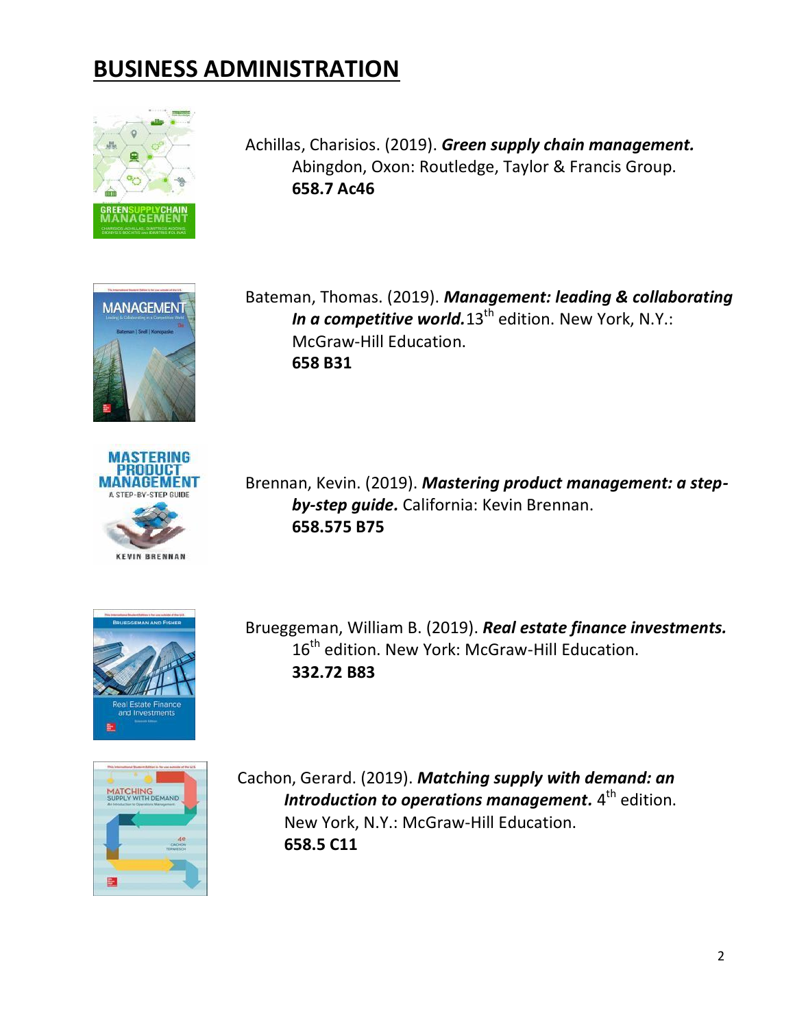# BUSINESS ADMINISTRATION

Achillas, Charisios. (2019). ***Green supply chain management.*** Abingdon, Oxon: Routledge, Taylor & Francis Group.
**658.7 Ac46**

Bateman, Thomas. (2019). ***Management: leading & collaborating In a competitive world.*** 13th edition. New York, N.Y.: McGraw-Hill Education.
**658 B31**

Brennan, Kevin. (2019). ***Mastering product management: a step-by-step guide.*** California: Kevin Brennan.
**658.575 B75**

Brueggeman, William B. (2019). ***Real estate finance investments.*** 16th edition. New York: McGraw-Hill Education.
**332.72 B83**

Cachon, Gerard. (2019). ***Matching supply with demand: an Introduction to operations management.*** 4th edition. New York, N.Y.: McGraw-Hill Education.
**658.5 C11**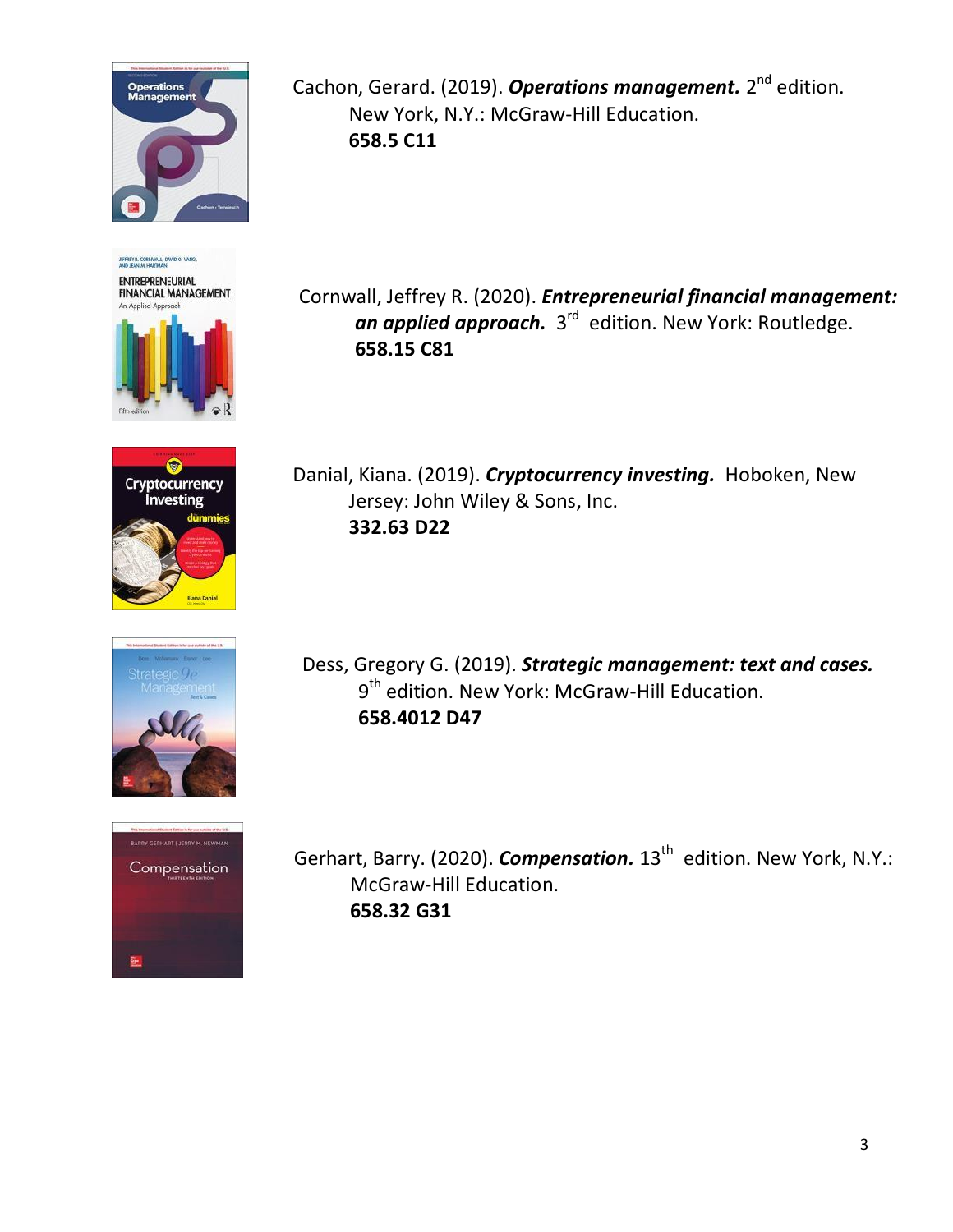Cachon, Gerard. (2019). ***Operations management.*** 2nd edition. New York, N.Y.: McGraw-Hill Education.
**658.5 C11**

Cornwall, Jeffrey R. (2020). ***Entrepreneurial financial management: an applied approach.*** 3rd edition. New York: Routledge.
**658.15 C81**

Danial, Kiana. (2019). ***Cryptocurrency investing.*** Hoboken, New Jersey: John Wiley & Sons, Inc.
**332.63 D22**

Dess, Gregory G. (2019). ***Strategic management: text and cases.*** 9th edition. New York: McGraw-Hill Education.
**658.4012 D47**

Gerhart, Barry. (2020). ***Compensation.*** 13th edition. New York, N.Y.: McGraw-Hill Education.
**658.32 G31**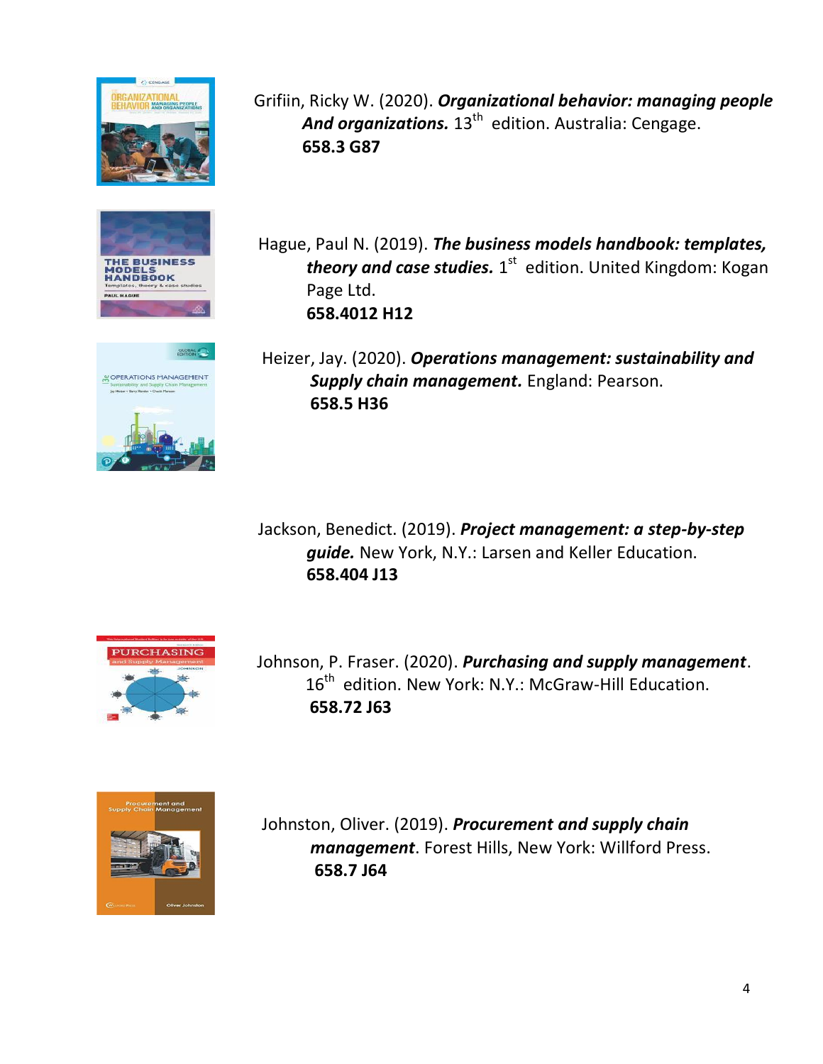Grifiin, Ricky W. (2020). ***Organizational behavior: managing people And organizations.*** 13th edition. Australia: Cengage.
**658.3 G87**

Hague, Paul N. (2019). ***The business models handbook: templates, theory and case studies.*** 1st edition. United Kingdom: Kogan Page Ltd.
**658.4012 H12**

Heizer, Jay. (2020). ***Operations management: sustainability and Supply chain management.*** England: Pearson.
**658.5 H36**

Jackson, Benedict. (2019). ***Project management: a step-by-step guide.*** New York, N.Y.: Larsen and Keller Education.
**658.404 J13**

Johnson, P. Fraser. (2020). ***Purchasing and supply management***. 16th edition. New York: N.Y.: McGraw-Hill Education.
**658.72 J63**

Johnston, Oliver. (2019). ***Procurement and supply chain management***. Forest Hills, New York: Willford Press.
**658.7 J64**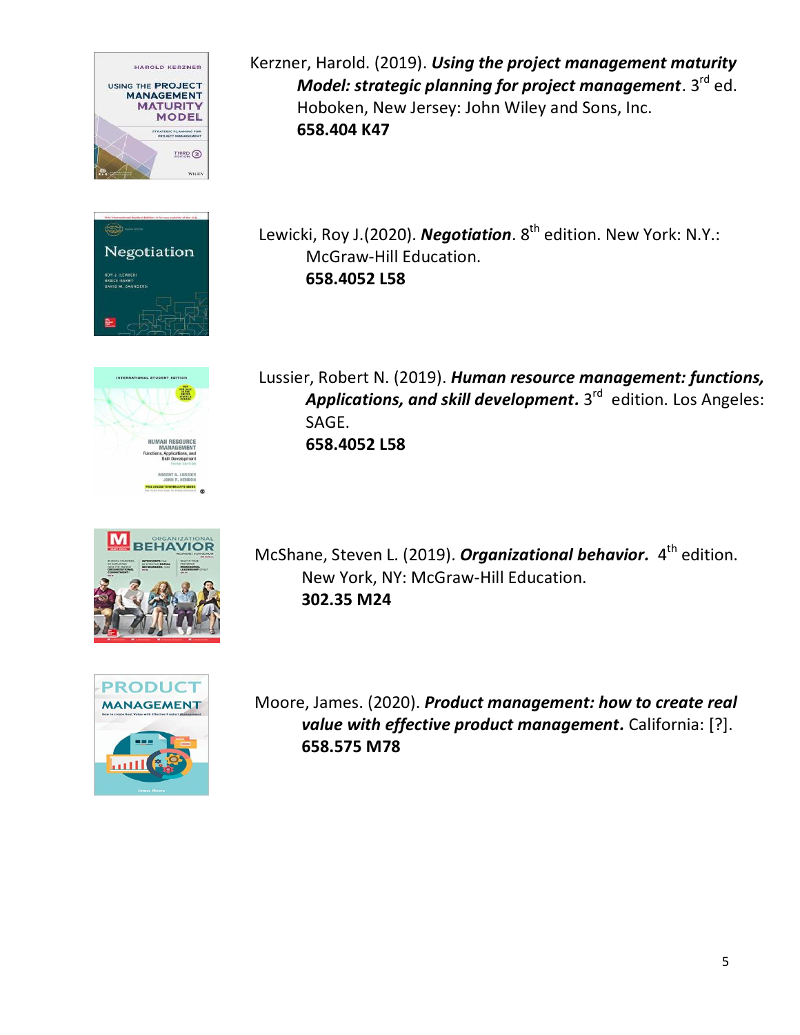Kerzner, Harold. (2019). ***Using the project management maturity Model: strategic planning for project management***. 3rd ed. Hoboken, New Jersey: John Wiley and Sons, Inc.
**658.404 K47**

Lewicki, Roy J.(2020). ***Negotiation***. 8th edition. New York: N.Y.: McGraw-Hill Education.
**658.4052 L58**

Lussier, Robert N. (2019). ***Human resource management: functions, Applications, and skill development.*** 3rd edition. Los Angeles: SAGE.
**658.4052 L58**

McShane, Steven L. (2019). ***Organizational behavior.*** 4th edition. New York, NY: McGraw-Hill Education.
**302.35 M24**

Moore, James. (2020). ***Product management: how to create real value with effective product management.*** California: [?].
**658.575 M78**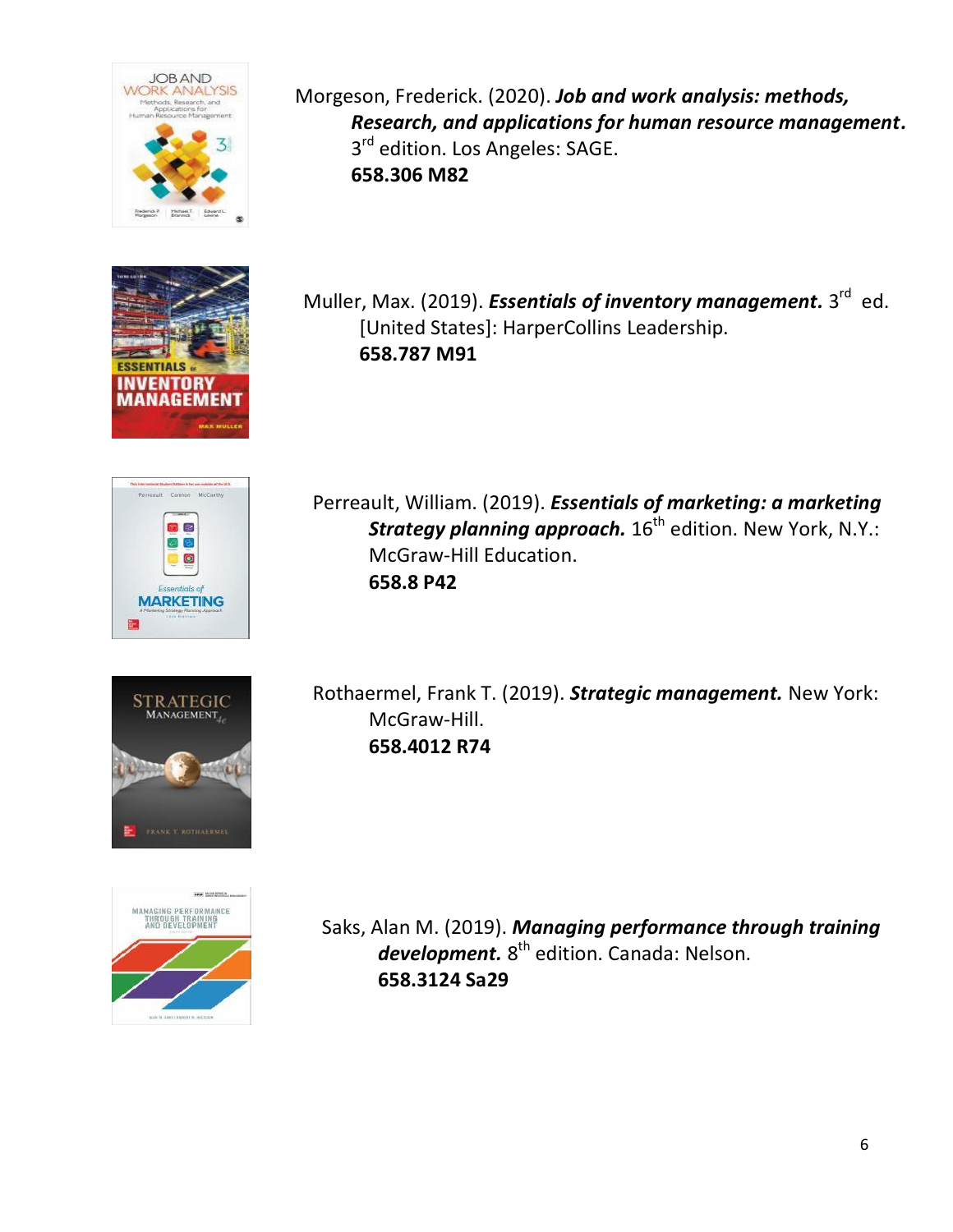Morgeson, Frederick. (2020). ***Job and work analysis: methods, Research, and applications for human resource management***. 3rd edition. Los Angeles: SAGE.
**658.306 M82**

Muller, Max. (2019). ***Essentials of inventory management.*** 3rd ed. [United States]: HarperCollins Leadership.
**658.787 M91**

Perreault, William. (2019). ***Essentials of marketing: a marketing Strategy planning approach.*** 16th edition. New York, N.Y.: McGraw-Hill Education.
**658.8 P42**

Rothaermel, Frank T. (2019). ***Strategic management.*** New York: McGraw-Hill.
**658.4012 R74**

Saks, Alan M. (2019). ***Managing performance through training development.*** 8th edition. Canada: Nelson.
**658.3124 Sa29**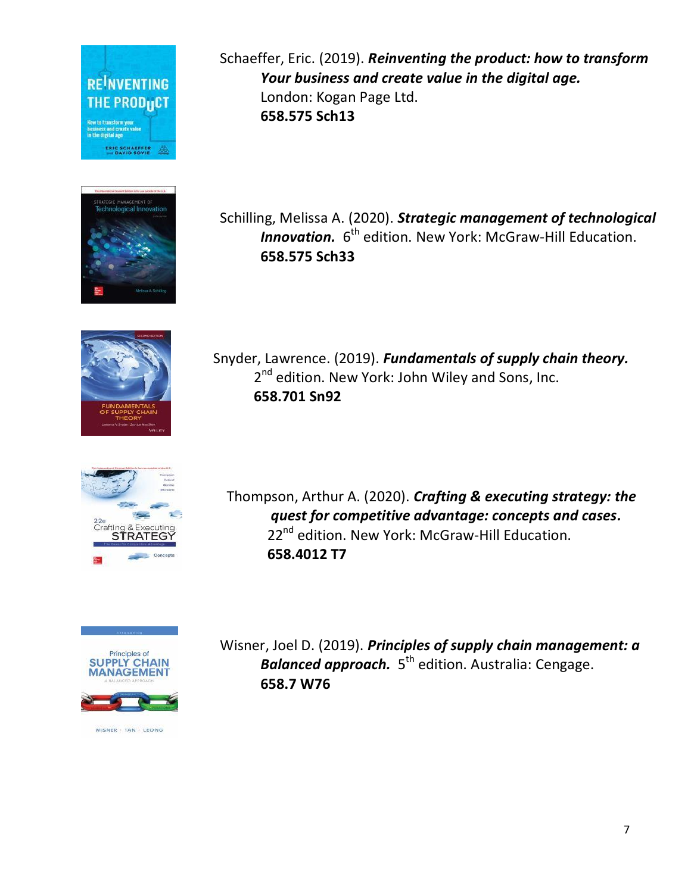Schaeffer, Eric. (2019). ***Reinventing the product: how to transform Your business and create value in the digital age.*** London: Kogan Page Ltd.
**658.575 Sch13**

Schilling, Melissa A. (2020). ***Strategic management of technological Innovation.*** 6th edition. New York: McGraw-Hill Education.
**658.575 Sch33**

Snyder, Lawrence. (2019). ***Fundamentals of supply chain theory.*** 2nd edition. New York: John Wiley and Sons, Inc.
**658.701 Sn92**

Thompson, Arthur A. (2020). ***Crafting & executing strategy: the quest for competitive advantage: concepts and cases.*** 22nd edition. New York: McGraw-Hill Education.
**658.4012 T7**

Wisner, Joel D. (2019). ***Principles of supply chain management: a Balanced approach.*** 5th edition. Australia: Cengage.
**658.7 W76**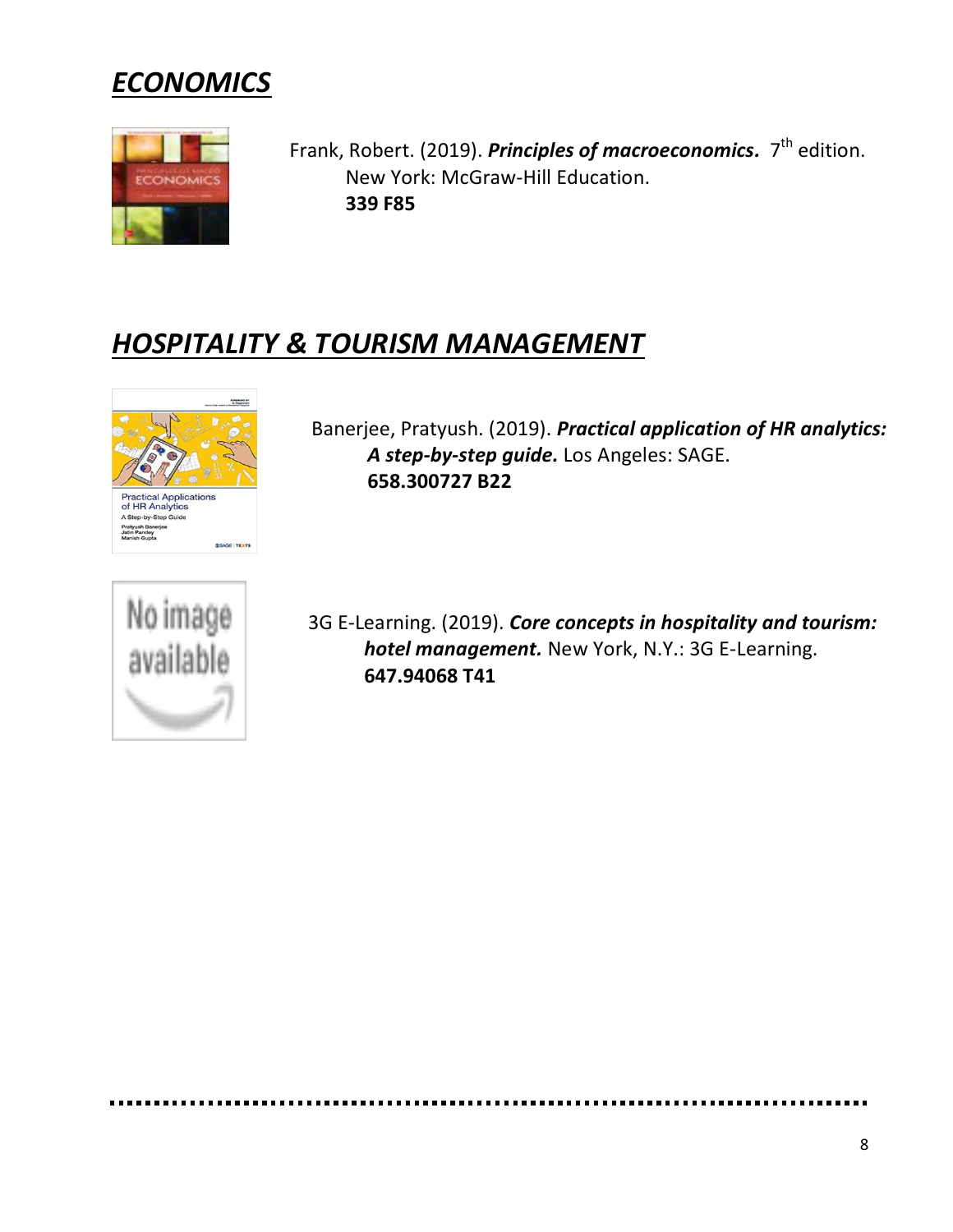## ***ECONOMICS***

Frank, Robert. (2019). ***Principles of macroeconomics.*** 7th edition. New York: McGraw-Hill Education.
**339 F85**

## ***HOSPITALITY & TOURISM MANAGEMENT***

Banerjee, Pratyush. (2019). ***Practical application of HR analytics: A step-by-step guide.*** Los Angeles: SAGE.
**658.300727 B22**

3G E-Learning. (2019). ***Core concepts in hospitality and tourism: hotel management.*** New York, N.Y.: 3G E-Learning.
**647.94068 T41**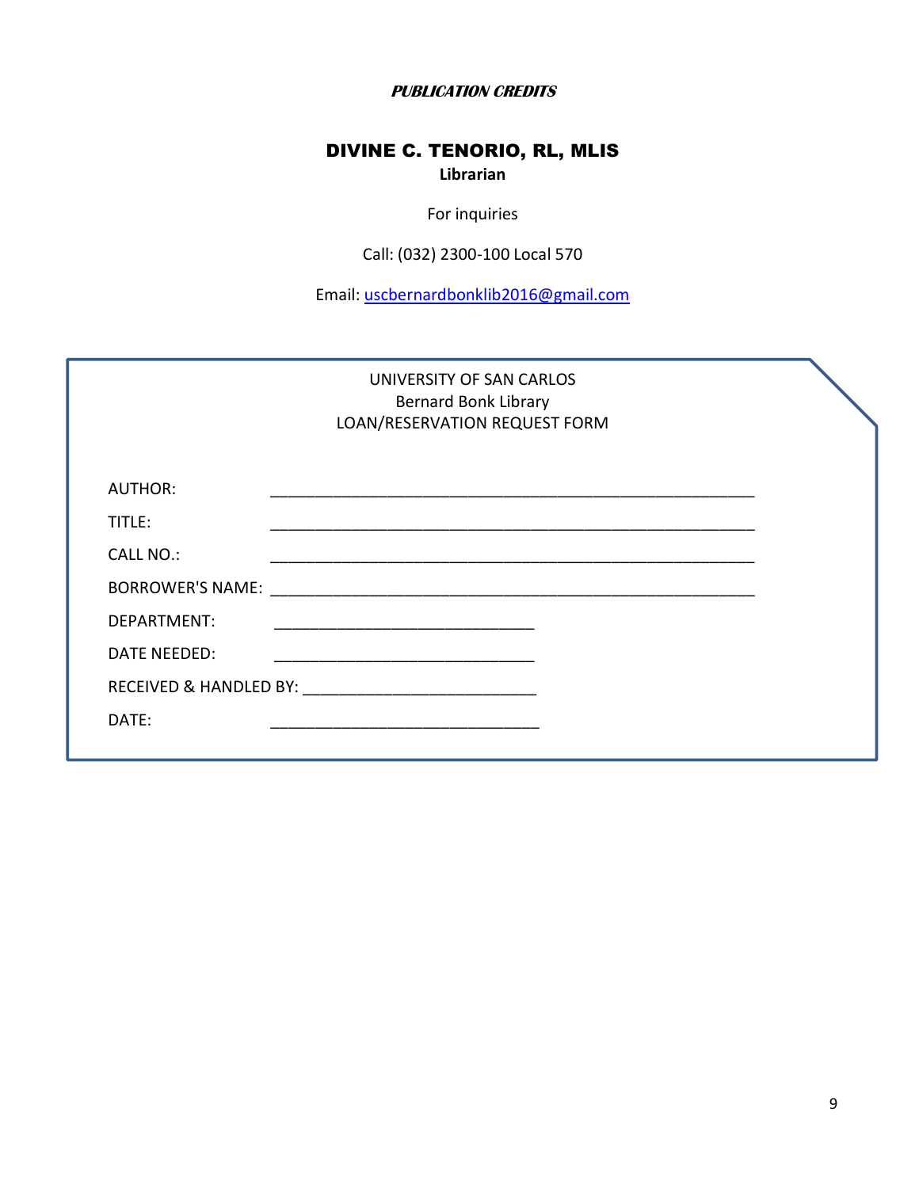***PUBLICATION CREDITS***

## DIVINE C. TENORIO, RL, MLIS

**Librarian**

For inquiries

Call: (032) 2300-100 Local 570

Email: uscbernardbonklib2016@gmail.com

UNIVERSITY OF SAN CARLOS
Bernard Bonk Library
LOAN/RESERVATION REQUEST FORM

AUTHOR: _______________________________________________________

TITLE: _______________________________________________________

CALL NO.: _______________________________________________________

BORROWER'S NAME: _______________________________________________________

DEPARTMENT: ______________________________

DATE NEEDED: ______________________________

RECEIVED & HANDLED BY: ___________________________

DATE: _______________________________